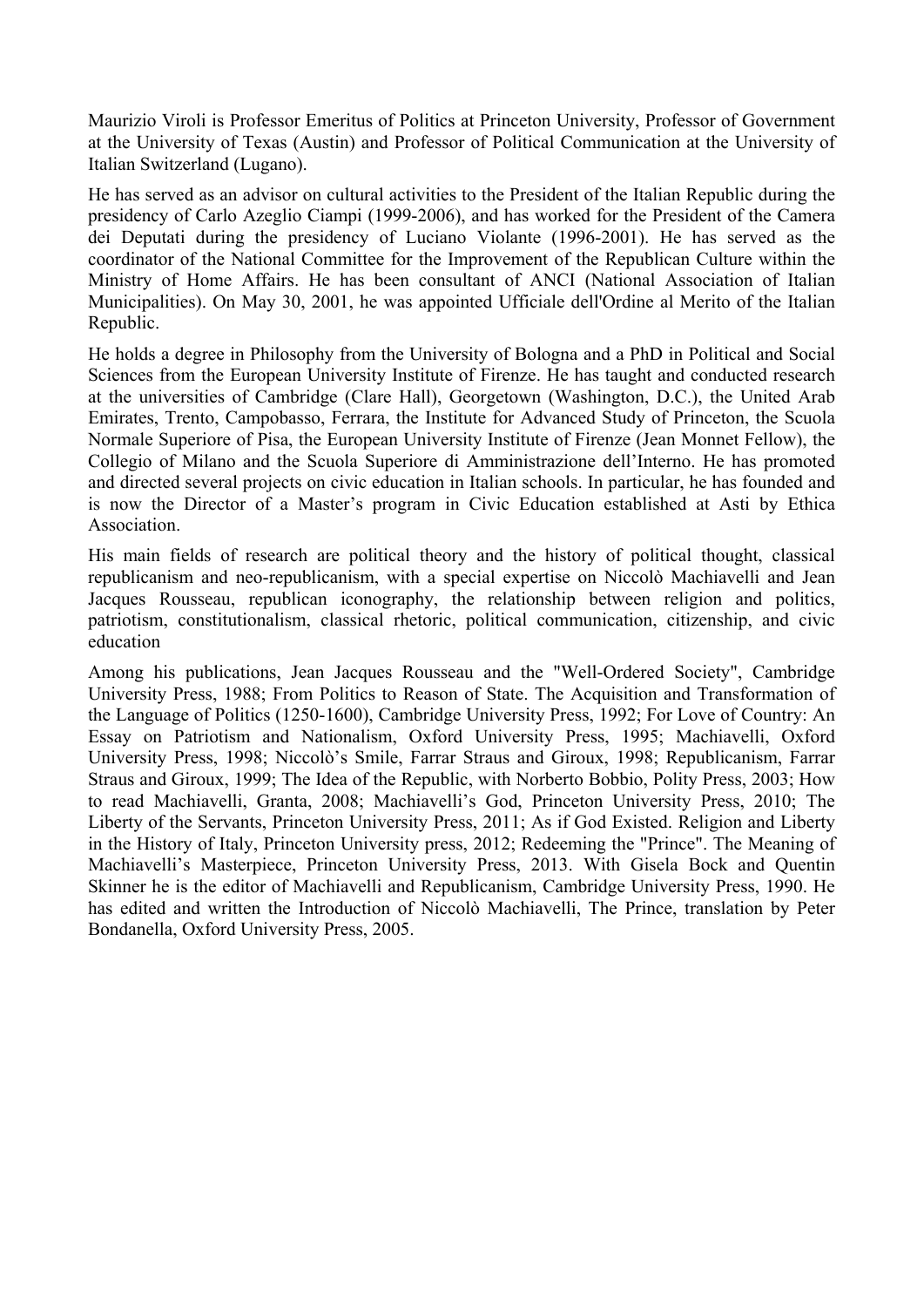Maurizio Viroli is Professor Emeritus of Politics at Princeton University, Professor of Government at the University of Texas (Austin) and Professor of Political Communication at the University of Italian Switzerland (Lugano).

He has served as an advisor on cultural activities to the President of the Italian Republic during the presidency of Carlo Azeglio Ciampi (1999-2006), and has worked for the President of the Camera dei Deputati during the presidency of Luciano Violante (1996-2001). He has served as the coordinator of the National Committee for the Improvement of the Republican Culture within the Ministry of Home Affairs. He has been consultant of ANCI (National Association of Italian Municipalities). On May 30, 2001, he was appointed Ufficiale dell'Ordine al Merito of the Italian Republic.

He holds a degree in Philosophy from the University of Bologna and a PhD in Political and Social Sciences from the European University Institute of Firenze. He has taught and conducted research at the universities of Cambridge (Clare Hall), Georgetown (Washington, D.C.), the United Arab Emirates, Trento, Campobasso, Ferrara, the Institute for Advanced Study of Princeton, the Scuola Normale Superiore of Pisa, the European University Institute of Firenze (Jean Monnet Fellow), the Collegio of Milano and the Scuola Superiore di Amministrazione dell'Interno. He has promoted and directed several projects on civic education in Italian schools. In particular, he has founded and is now the Director of a Master's program in Civic Education established at Asti by Ethica Association.

His main fields of research are political theory and the history of political thought, classical republicanism and neo-republicanism, with a special expertise on Niccolò Machiavelli and Jean Jacques Rousseau, republican iconography, the relationship between religion and politics, patriotism, constitutionalism, classical rhetoric, political communication, citizenship, and civic education

Among his publications, Jean Jacques Rousseau and the "Well-Ordered Society", Cambridge University Press, 1988; From Politics to Reason of State. The Acquisition and Transformation of the Language of Politics (1250-1600), Cambridge University Press, 1992; For Love of Country: An Essay on Patriotism and Nationalism, Oxford University Press, 1995; Machiavelli, Oxford University Press, 1998; Niccolò's Smile, Farrar Straus and Giroux, 1998; Republicanism, Farrar Straus and Giroux, 1999; The Idea of the Republic, with Norberto Bobbio, Polity Press, 2003; How to read Machiavelli, Granta, 2008; Machiavelli's God, Princeton University Press, 2010; The Liberty of the Servants, Princeton University Press, 2011; As if God Existed. Religion and Liberty in the History of Italy, Princeton University press, 2012; Redeeming the "Prince". The Meaning of Machiavelli's Masterpiece, Princeton University Press, 2013. With Gisela Bock and Quentin Skinner he is the editor of Machiavelli and Republicanism, Cambridge University Press, 1990. He has edited and written the Introduction of Niccolò Machiavelli, The Prince, translation by Peter Bondanella, Oxford University Press, 2005.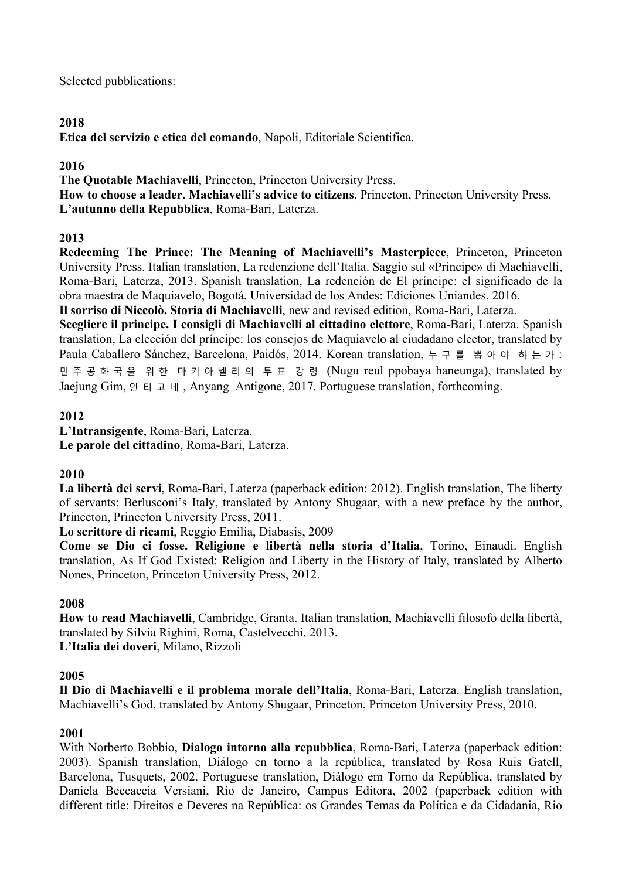Selected pubblications:

**2018**

**Etica del servizio e etica del comando**, Napoli, Editoriale Scientifica.

**2016**

**The Quotable Machiavelli**, Princeton, Princeton University Press.
**How to choose a leader. Machiavelli's advice to citizens**, Princeton, Princeton University Press.
**L'autunno della Repubblica**, Roma-Bari, Laterza.

**2013**

**Redeeming The Prince: The Meaning of Machiavelli's Masterpiece**, Princeton, Princeton University Press. Italian translation, La redenzione dell'Italia. Saggio sul «Principe» di Machiavelli, Roma-Bari, Laterza, 2013. Spanish translation, La redención de El príncipe: el significado de la obra maestra de Maquiavelo, Bogotá, Universidad de los Andes: Ediciones Uniandes, 2016.
**Il sorriso di Niccolò. Storia di Machiavelli**, new and revised edition, Roma-Bari, Laterza.
**Scegliere il principe. I consigli di Machiavelli al cittadino elettore**, Roma-Bari, Laterza. Spanish translation, La elección del príncipe: los consejos de Maquiavelo al ciudadano elector, translated by Paula Caballero Sánchez, Barcelona, Paidós, 2014. Korean translation, 누구를 뽑아야 하는가: 민주공화국을 위한 마키아벨리의 투표 강령 (Nugu reul ppobaya haneunga), translated by Jaejung Gim, 안티고네, Anyang Antigone, 2017. Portuguese translation, forthcoming.

**2012**

**L'Intransigente**, Roma-Bari, Laterza.
**Le parole del cittadino**, Roma-Bari, Laterza.

**2010**

**La libertà dei servi**, Roma-Bari, Laterza (paperback edition: 2012). English translation, The liberty of servants: Berlusconi's Italy, translated by Antony Shugaar, with a new preface by the author, Princeton, Princeton University Press, 2011.
**Lo scrittore di ricami**, Reggio Emilia, Diabasis, 2009
**Come se Dio ci fosse. Religione e libertà nella storia d'Italia**, Torino, Einaudi. English translation, As If God Existed: Religion and Liberty in the History of Italy, translated by Alberto Nones, Princeton, Princeton University Press, 2012.

**2008**

**How to read Machiavelli**, Cambridge, Granta. Italian translation, Machiavelli filosofo della libertà, translated by Silvia Righini, Roma, Castelvecchi, 2013.
**L'Italia dei doveri**, Milano, Rizzoli

**2005**

**Il Dio di Machiavelli e il problema morale dell'Italia**, Roma-Bari, Laterza. English translation, Machiavelli's God, translated by Antony Shugaar, Princeton, Princeton University Press, 2010.

**2001**

With Norberto Bobbio, **Dialogo intorno alla repubblica**, Roma-Bari, Laterza (paperback edition: 2003). Spanish translation, Diálogo en torno a la república, translated by Rosa Ruis Gatell, Barcelona, Tusquets, 2002. Portuguese translation, Diálogo em Torno da República, translated by Daniela Beccaccia Versiani, Rio de Janeiro, Campus Editora, 2002 (paperback edition with different title: Direitos e Deveres na República: os Grandes Temas da Política e da Cidadania, Rio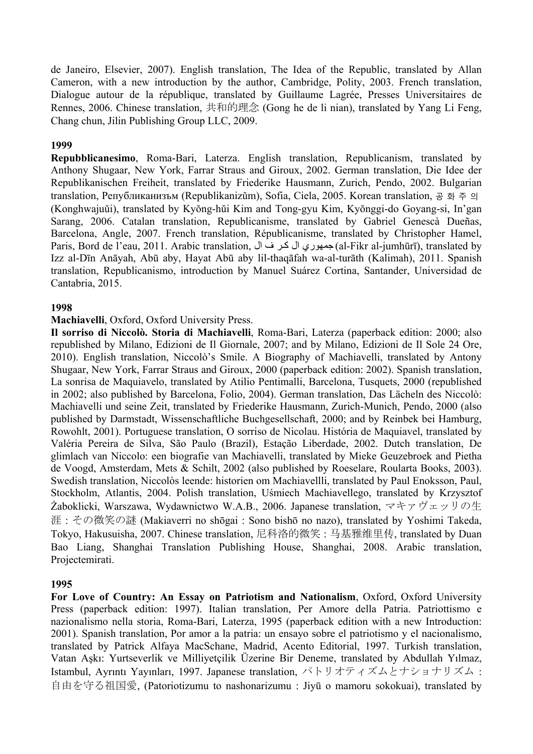de Janeiro, Elsevier, 2007). English translation, The Idea of the Republic, translated by Allan Cameron, with a new introduction by the author, Cambridge, Polity, 2003. French translation, Dialogue autour de la république, translated by Guillaume Lagrée, Presses Universitaires de Rennes, 2006. Chinese translation, 共和的理念 (Gong he de li nian), translated by Yang Li Feng, Chang chun, Jilin Publishing Group LLC, 2009.

**1999**

**Repubblicanesimo**, Roma-Bari, Laterza. English translation, Republicanism, translated by Anthony Shugaar, New York, Farrar Straus and Giroux, 2002. German translation, Die Idee der Republikanischen Freiheit, translated by Friederike Hausmann, Zurich, Pendo, 2002. Bulgarian translation, Републиканизъм (Republikanizŭm), Sofia, Ciela, 2005. Korean translation, 공 화 주 의 (Konghwajuŭi), translated by Kyŏng-hŭi Kim and Tong-gyu Kim, Kyŏnggi-do Goyang-si, In'gan Sarang, 2006. Catalan translation, Republicanisme, translated by Gabriel Genescà Dueñas, Barcelona, Angle, 2007. French translation, Républicanisme, translated by Christopher Hamel, Paris, Bord de l'eau, 2011. Arabic translation, ال فكر ال جمهوري (al-Fikr al-jumhūrī), translated by Izz al-Dīn Anāyah, Abū aby, Hayat Abū aby lil-thaqāfah wa-al-turāth (Kalimah), 2011. Spanish translation, Republicanismo, introduction by Manuel Suárez Cortina, Santander, Universidad de Cantabria, 2015.

**1998**

**Machiavelli**, Oxford, Oxford University Press.

**Il sorriso di Niccolò. Storia di Machiavelli**, Roma-Bari, Laterza (paperback edition: 2000; also republished by Milano, Edizioni de Il Giornale, 2007; and by Milano, Edizioni de Il Sole 24 Ore, 2010). English translation, Niccolò's Smile. A Biography of Machiavelli, translated by Antony Shugaar, New York, Farrar Straus and Giroux, 2000 (paperback edition: 2002). Spanish translation, La sonrisa de Maquiavelo, translated by Atilio Pentimalli, Barcelona, Tusquets, 2000 (republished in 2002; also published by Barcelona, Folio, 2004). German translation, Das Lächeln des Niccolò: Machiavelli und seine Zeit, translated by Friederike Hausmann, Zurich-Munich, Pendo, 2000 (also published by Darmstadt, Wissenschaftliche Buchgesellschaft, 2000; and by Reinbek bei Hamburg, Rowohlt, 2001). Portuguese translation, O sorriso de Nicolau. História de Maquiavel, translated by Valéria Pereira de Silva, São Paulo (Brazil), Estação Liberdade, 2002. Dutch translation, De glimlach van Niccolo: een biografie van Machiavelli, translated by Mieke Geuzebroek and Pietha de Voogd, Amsterdam, Mets & Schilt, 2002 (also published by Roeselare, Roularta Books, 2003). Swedish translation, Niccolòs leende: historien om Machiavellli, translated by Paul Enoksson, Paul, Stockholm, Atlantis, 2004. Polish translation, Uśmiech Machiavellego, translated by Krzysztof Żaboklicki, Warszawa, Wydawnictwo W.A.B., 2006. Japanese translation, マキァヴェッリの生涯：その微笑の謎 (Makiaverri no shōgai : Sono bishō no nazo), translated by Yoshimi Takeda, Tokyo, Hakusuisha, 2007. Chinese translation, 尼科洛的微笑：马基雅维里传, translated by Duan Bao Liang, Shanghai Translation Publishing House, Shanghai, 2008. Arabic translation, Projectemirati.

**1995**

**For Love of Country: An Essay on Patriotism and Nationalism**, Oxford, Oxford University Press (paperback edition: 1997). Italian translation, Per Amore della Patria. Patriottismo e nazionalismo nella storia, Roma-Bari, Laterza, 1995 (paperback edition with a new Introduction: 2001). Spanish translation, Por amor a la patria: un ensayo sobre el patriotismo y el nacionalismo, translated by Patrick Alfaya MacSchane, Madrid, Acento Editorial, 1997. Turkish translation, Vatan Aşkı: Yurtseverlik ve Milliyetçilik Üzerine Bir Deneme, translated by Abdullah Yılmaz, Istambul, Ayrıntı Yayınları, 1997. Japanese translation, パトリオティズムとナショナリズム：自由を守る祖国愛, (Patoriotizumu to nashonarizumu : Jiyū o mamoru sokokuai), translated by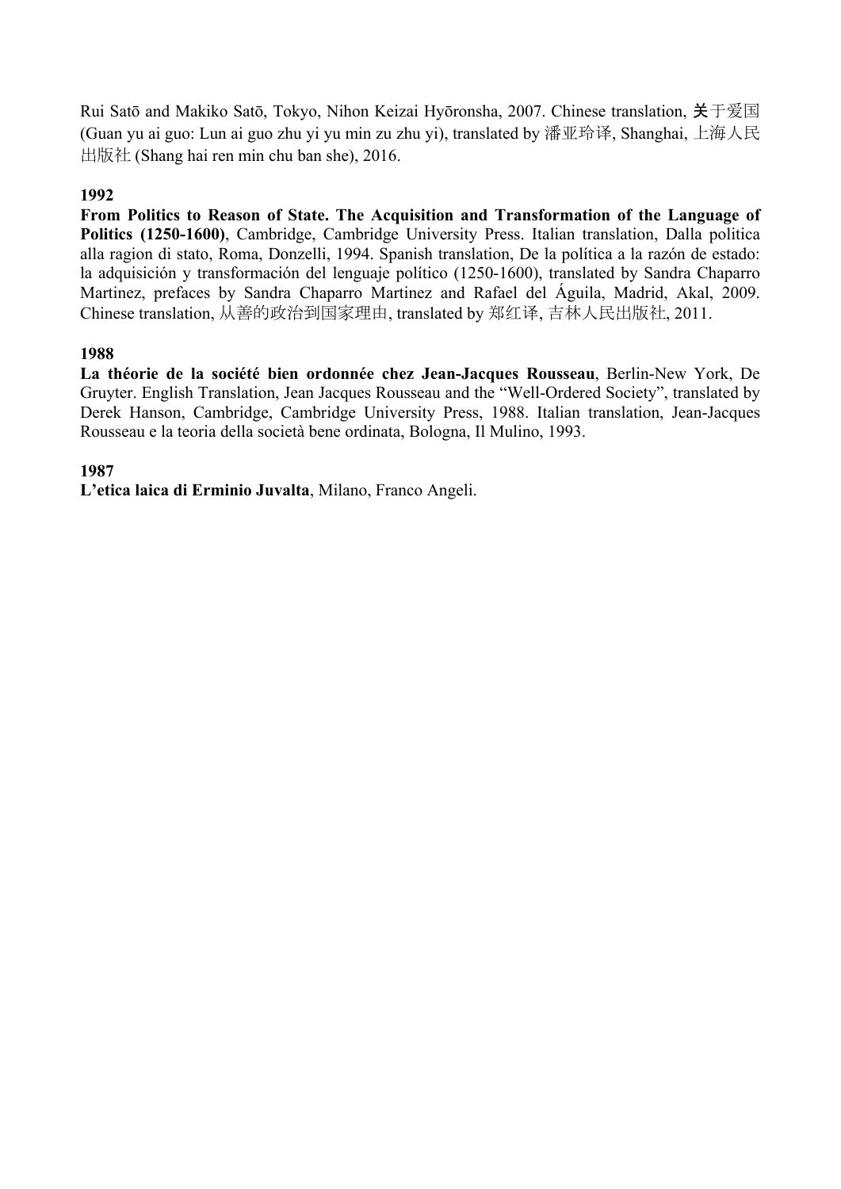Rui Satō and Makiko Satō, Tokyo, Nihon Keizai Hyōronsha, 2007. Chinese translation, 关于爱国 (Guan yu ai guo: Lun ai guo zhu yi yu min zu zhu yi), translated by 潘亚玲译, Shanghai, 上海人民出版社 (Shang hai ren min chu ban she), 2016.

**1992**

**From Politics to Reason of State. The Acquisition and Transformation of the Language of Politics (1250-1600)**, Cambridge, Cambridge University Press. Italian translation, Dalla politica alla ragion di stato, Roma, Donzelli, 1994. Spanish translation, De la política a la razón de estado: la adquisición y transformación del lenguaje político (1250-1600), translated by Sandra Chaparro Martinez, prefaces by Sandra Chaparro Martinez and Rafael del Águila, Madrid, Akal, 2009. Chinese translation, 从善的政治到国家理由, translated by 郑红译, 吉林人民出版社, 2011.

**1988**

**La théorie de la société bien ordonnée chez Jean-Jacques Rousseau**, Berlin-New York, De Gruyter. English Translation, Jean Jacques Rousseau and the "Well-Ordered Society", translated by Derek Hanson, Cambridge, Cambridge University Press, 1988. Italian translation, Jean-Jacques Rousseau e la teoria della società bene ordinata, Bologna, Il Mulino, 1993.

**1987**

**L'etica laica di Erminio Juvalta**, Milano, Franco Angeli.